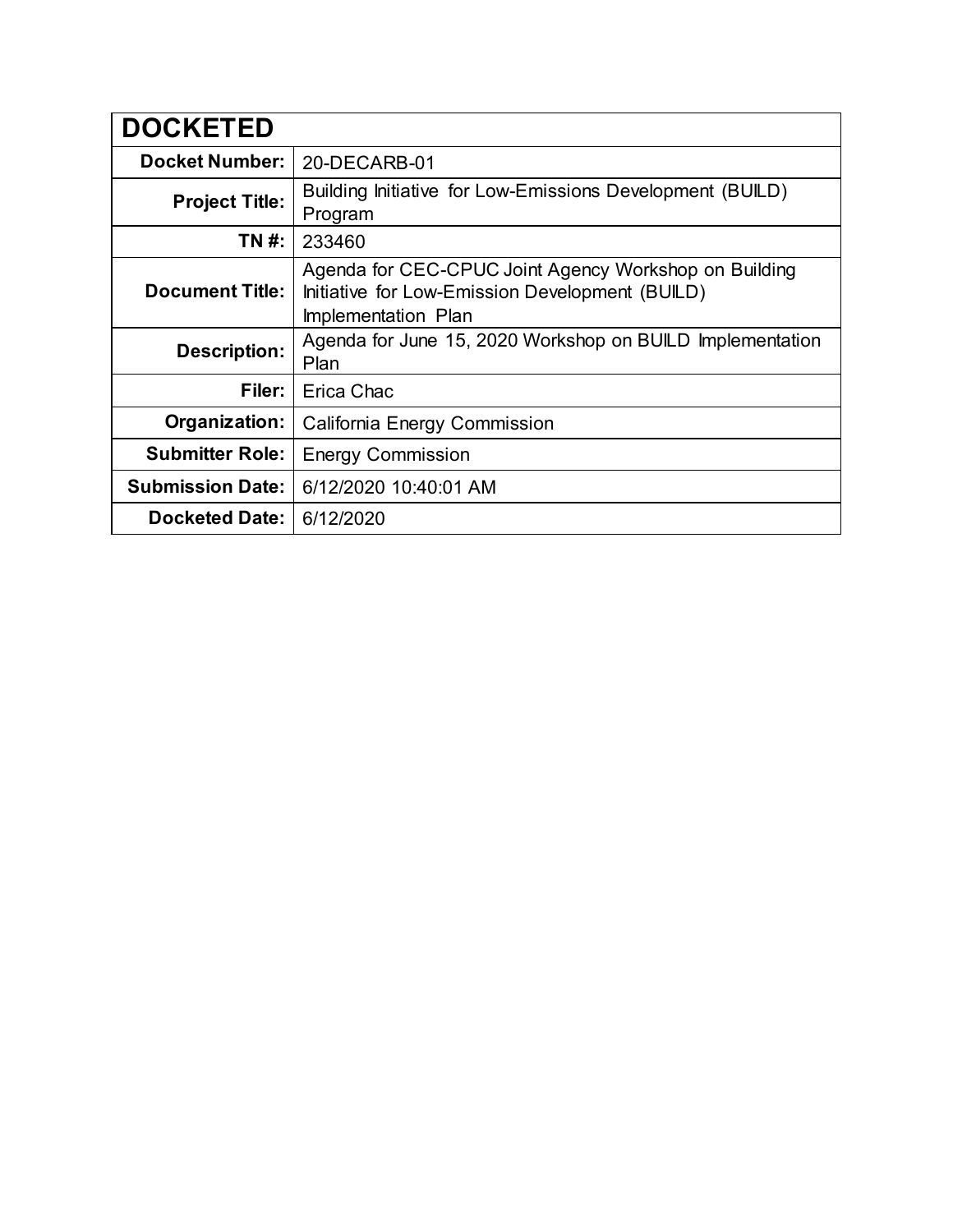| DOCKETED | |
|---|---|
| **Docket Number:** | 20-DECARB-01 |
| **Project Title:** | Building Initiative for Low-Emissions Development (BUILD) Program |
| **TN #:** | 233460 |
| **Document Title:** | Agenda for CEC-CPUC Joint Agency Workshop on Building Initiative for Low-Emission Development (BUILD) Implementation Plan |
| **Description:** | Agenda for June 15, 2020 Workshop on BUILD Implementation Plan |
| **Filer:** | Erica Chac |
| **Organization:** | California Energy Commission |
| **Submitter Role:** | Energy Commission |
| **Submission Date:** | 6/12/2020 10:40:01 AM |
| **Docketed Date:** | 6/12/2020 |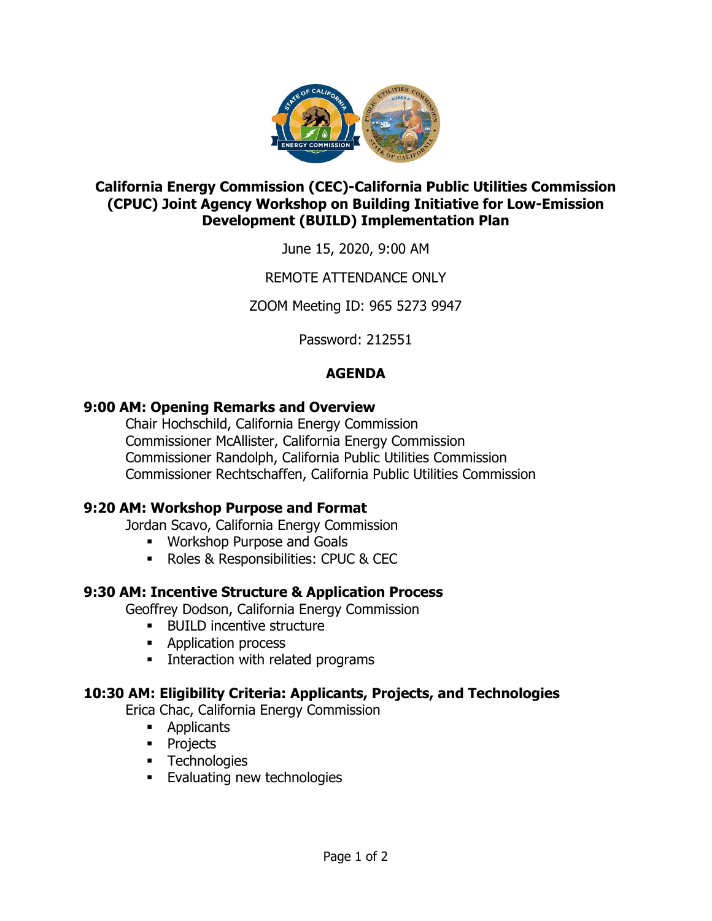**California Energy Commission (CEC)-California Public Utilities Commission (CPUC) Joint Agency Workshop on Building Initiative for Low-Emission Development (BUILD) Implementation Plan**

June 15, 2020, 9:00 AM

REMOTE ATTENDANCE ONLY

ZOOM Meeting ID: 965 5273 9947

Password: 212551

## AGENDA

### 9:00 AM: Opening Remarks and Overview

Chair Hochschild, California Energy Commission
Commissioner McAllister, California Energy Commission
Commissioner Randolph, California Public Utilities Commission
Commissioner Rechtschaffen, California Public Utilities Commission

### 9:20 AM: Workshop Purpose and Format

Jordan Scavo, California Energy Commission

- Workshop Purpose and Goals
- Roles & Responsibilities: CPUC & CEC

### 9:30 AM: Incentive Structure & Application Process

Geoffrey Dodson, California Energy Commission

- BUILD incentive structure
- Application process
- Interaction with related programs

### 10:30 AM: Eligibility Criteria: Applicants, Projects, and Technologies

Erica Chac, California Energy Commission

- Applicants
- Projects
- Technologies
- Evaluating new technologies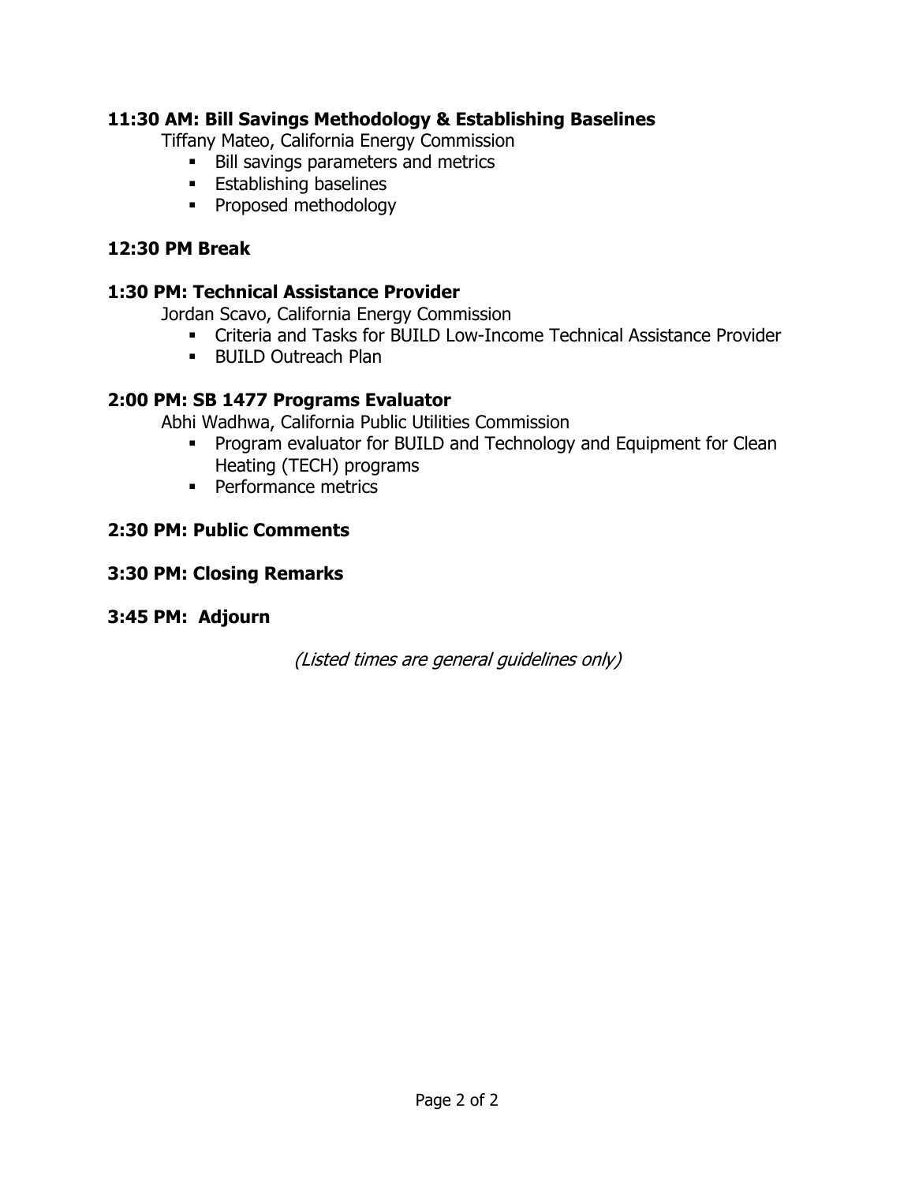**11:30 AM: Bill Savings Methodology & Establishing Baselines**

Tiffany Mateo, California Energy Commission

- Bill savings parameters and metrics
- Establishing baselines
- Proposed methodology

**12:30 PM Break**

**1:30 PM: Technical Assistance Provider**

Jordan Scavo, California Energy Commission

- Criteria and Tasks for BUILD Low-Income Technical Assistance Provider
- BUILD Outreach Plan

**2:00 PM: SB 1477 Programs Evaluator**

Abhi Wadhwa, California Public Utilities Commission

- Program evaluator for BUILD and Technology and Equipment for Clean Heating (TECH) programs
- Performance metrics

**2:30 PM: Public Comments**

**3:30 PM: Closing Remarks**

**3:45 PM: Adjourn**

*(Listed times are general guidelines only)*